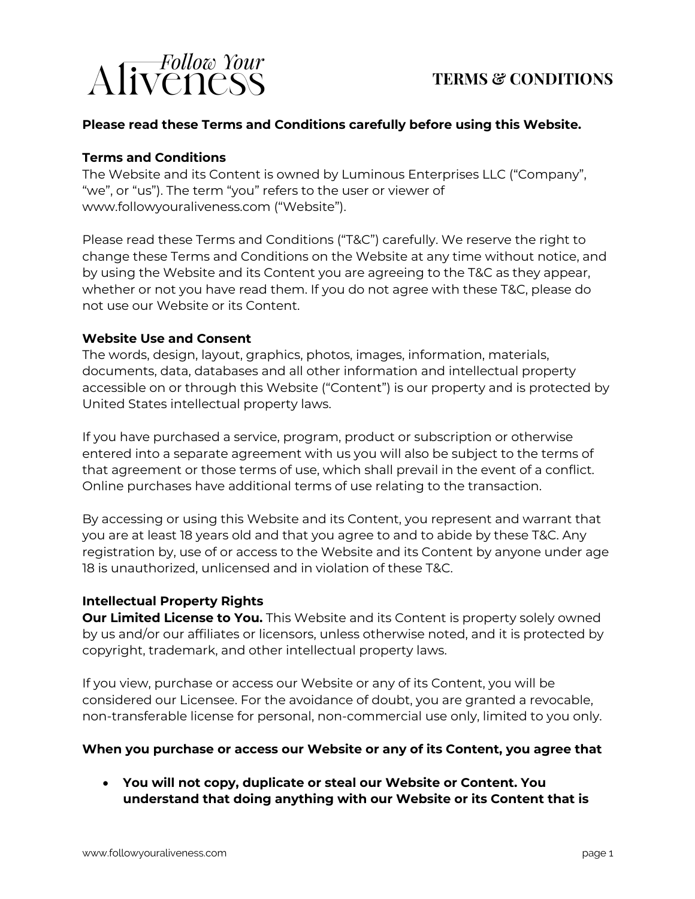# Follow Your Aliveness

## TERMS & CONDITIONS

**Please read these Terms and Conditions carefully before using this Website.**

**Terms and Conditions**
The Website and its Content is owned by Luminous Enterprises LLC ("Company", "we", or "us"). The term "you" refers to the user or viewer of www.followyouraliveness.com ("Website").

Please read these Terms and Conditions ("T&C") carefully. We reserve the right to change these Terms and Conditions on the Website at any time without notice, and by using the Website and its Content you are agreeing to the T&C as they appear, whether or not you have read them. If you do not agree with these T&C, please do not use our Website or its Content.

**Website Use and Consent**
The words, design, layout, graphics, photos, images, information, materials, documents, data, databases and all other information and intellectual property accessible on or through this Website ("Content") is our property and is protected by United States intellectual property laws.

If you have purchased a service, program, product or subscription or otherwise entered into a separate agreement with us you will also be subject to the terms of that agreement or those terms of use, which shall prevail in the event of a conflict. Online purchases have additional terms of use relating to the transaction.

By accessing or using this Website and its Content, you represent and warrant that you are at least 18 years old and that you agree to and to abide by these T&C. Any registration by, use of or access to the Website and its Content by anyone under age 18 is unauthorized, unlicensed and in violation of these T&C.

**Intellectual Property Rights**
**Our Limited License to You.** This Website and its Content is property solely owned by us and/or our affiliates or licensors, unless otherwise noted, and it is protected by copyright, trademark, and other intellectual property laws.

If you view, purchase or access our Website or any of its Content, you will be considered our Licensee. For the avoidance of doubt, you are granted a revocable, non-transferable license for personal, non-commercial use only, limited to you only.

**When you purchase or access our Website or any of its Content, you agree that**

- **You will not copy, duplicate or steal our Website or Content. You understand that doing anything with our Website or its Content that is**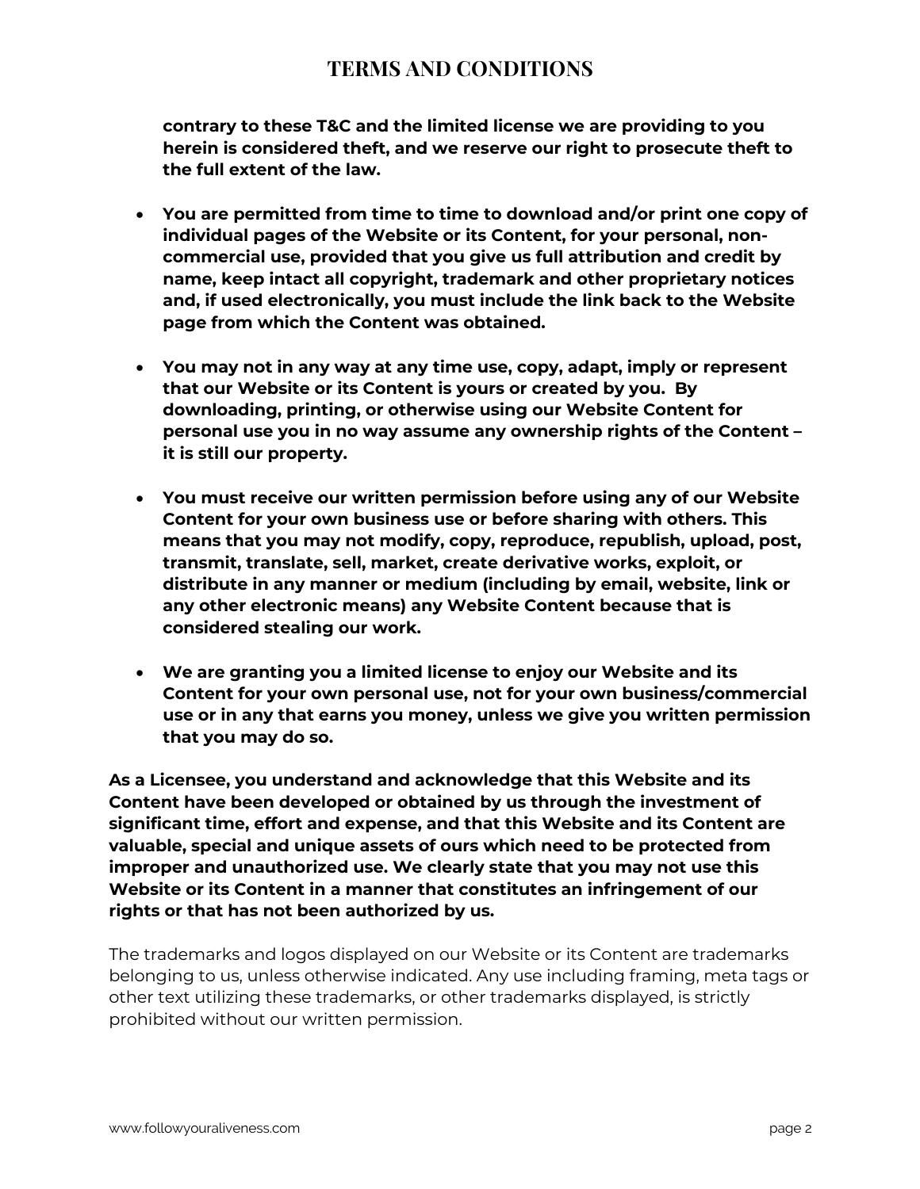**contrary to these T&C and the limited license we are providing to you herein is considered theft, and we reserve our right to prosecute theft to the full extent of the law.**

- **You are permitted from time to time to download and/or print one copy of individual pages of the Website or its Content, for your personal, non-commercial use, provided that you give us full attribution and credit by name, keep intact all copyright, trademark and other proprietary notices and, if used electronically, you must include the link back to the Website page from which the Content was obtained.**

- **You may not in any way at any time use, copy, adapt, imply or represent that our Website or its Content is yours or created by you. By downloading, printing, or otherwise using our Website Content for personal use you in no way assume any ownership rights of the Content – it is still our property.**

- **You must receive our written permission before using any of our Website Content for your own business use or before sharing with others. This means that you may not modify, copy, reproduce, republish, upload, post, transmit, translate, sell, market, create derivative works, exploit, or distribute in any manner or medium (including by email, website, link or any other electronic means) any Website Content because that is considered stealing our work.**

- **We are granting you a limited license to enjoy our Website and its Content for your own personal use, not for your own business/commercial use or in any that earns you money, unless we give you written permission that you may do so.**

**As a Licensee, you understand and acknowledge that this Website and its Content have been developed or obtained by us through the investment of significant time, effort and expense, and that this Website and its Content are valuable, special and unique assets of ours which need to be protected from improper and unauthorized use. We clearly state that you may not use this Website or its Content in a manner that constitutes an infringement of our rights or that has not been authorized by us.**

The trademarks and logos displayed on our Website or its Content are trademarks belonging to us, unless otherwise indicated. Any use including framing, meta tags or other text utilizing these trademarks, or other trademarks displayed, is strictly prohibited without our written permission.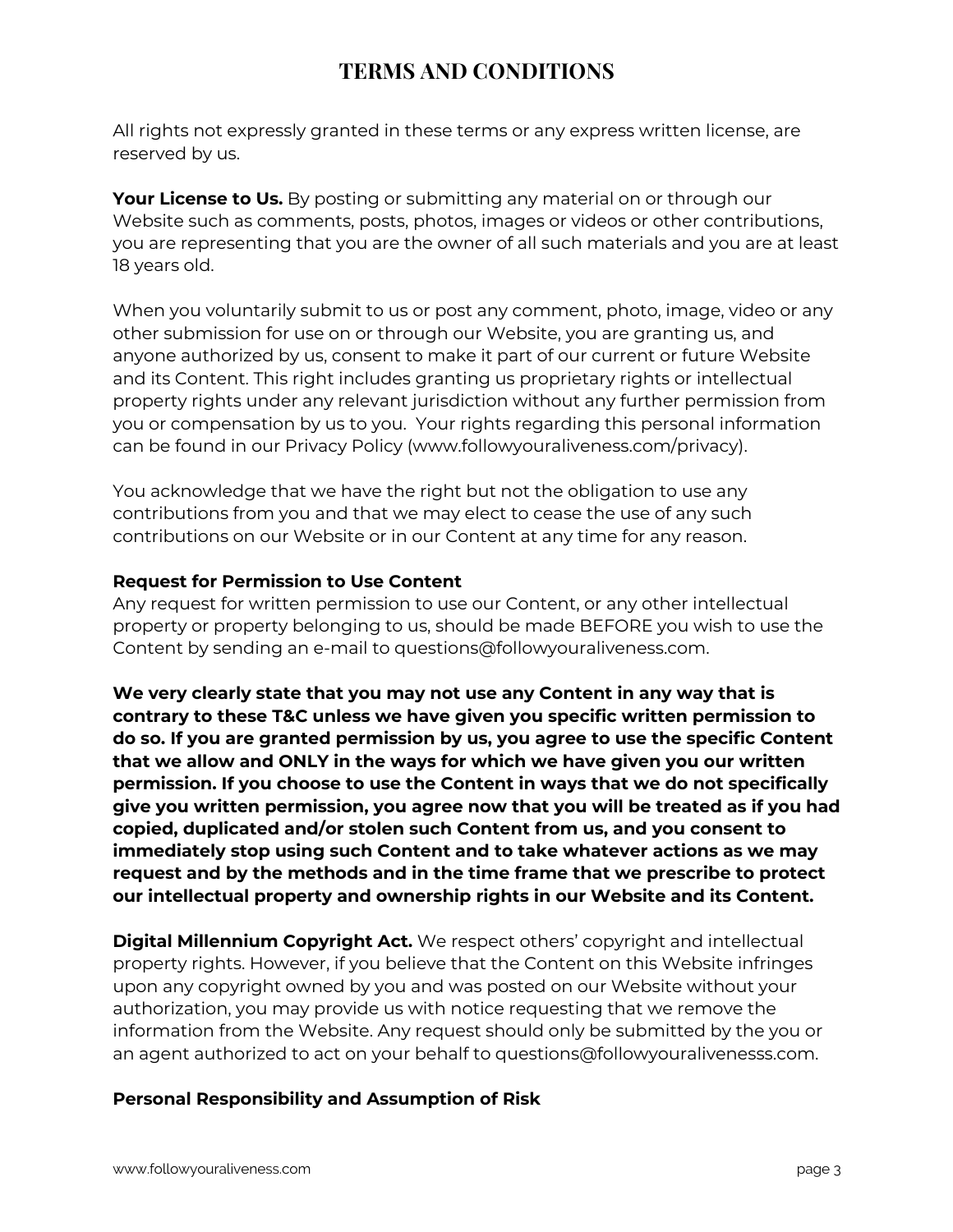# TERMS AND CONDITIONS

All rights not expressly granted in these terms or any express written license, are reserved by us.

**Your License to Us.** By posting or submitting any material on or through our Website such as comments, posts, photos, images or videos or other contributions, you are representing that you are the owner of all such materials and you are at least 18 years old.

When you voluntarily submit to us or post any comment, photo, image, video or any other submission for use on or through our Website, you are granting us, and anyone authorized by us, consent to make it part of our current or future Website and its Content. This right includes granting us proprietary rights or intellectual property rights under any relevant jurisdiction without any further permission from you or compensation by us to you. Your rights regarding this personal information can be found in our Privacy Policy (www.followyouraliveness.com/privacy).

You acknowledge that we have the right but not the obligation to use any contributions from you and that we may elect to cease the use of any such contributions on our Website or in our Content at any time for any reason.

**Request for Permission to Use Content**
Any request for written permission to use our Content, or any other intellectual property or property belonging to us, should be made BEFORE you wish to use the Content by sending an e-mail to questions@followyouraliveness.com.

**We very clearly state that you may not use any Content in any way that is contrary to these T&C unless we have given you specific written permission to do so. If you are granted permission by us, you agree to use the specific Content that we allow and ONLY in the ways for which we have given you our written permission. If you choose to use the Content in ways that we do not specifically give you written permission, you agree now that you will be treated as if you had copied, duplicated and/or stolen such Content from us, and you consent to immediately stop using such Content and to take whatever actions as we may request and by the methods and in the time frame that we prescribe to protect our intellectual property and ownership rights in our Website and its Content.**

**Digital Millennium Copyright Act.** We respect others' copyright and intellectual property rights. However, if you believe that the Content on this Website infringes upon any copyright owned by you and was posted on our Website without your authorization, you may provide us with notice requesting that we remove the information from the Website. Any request should only be submitted by the you or an agent authorized to act on your behalf to questions@followyouralivenesss.com.

**Personal Responsibility and Assumption of Risk**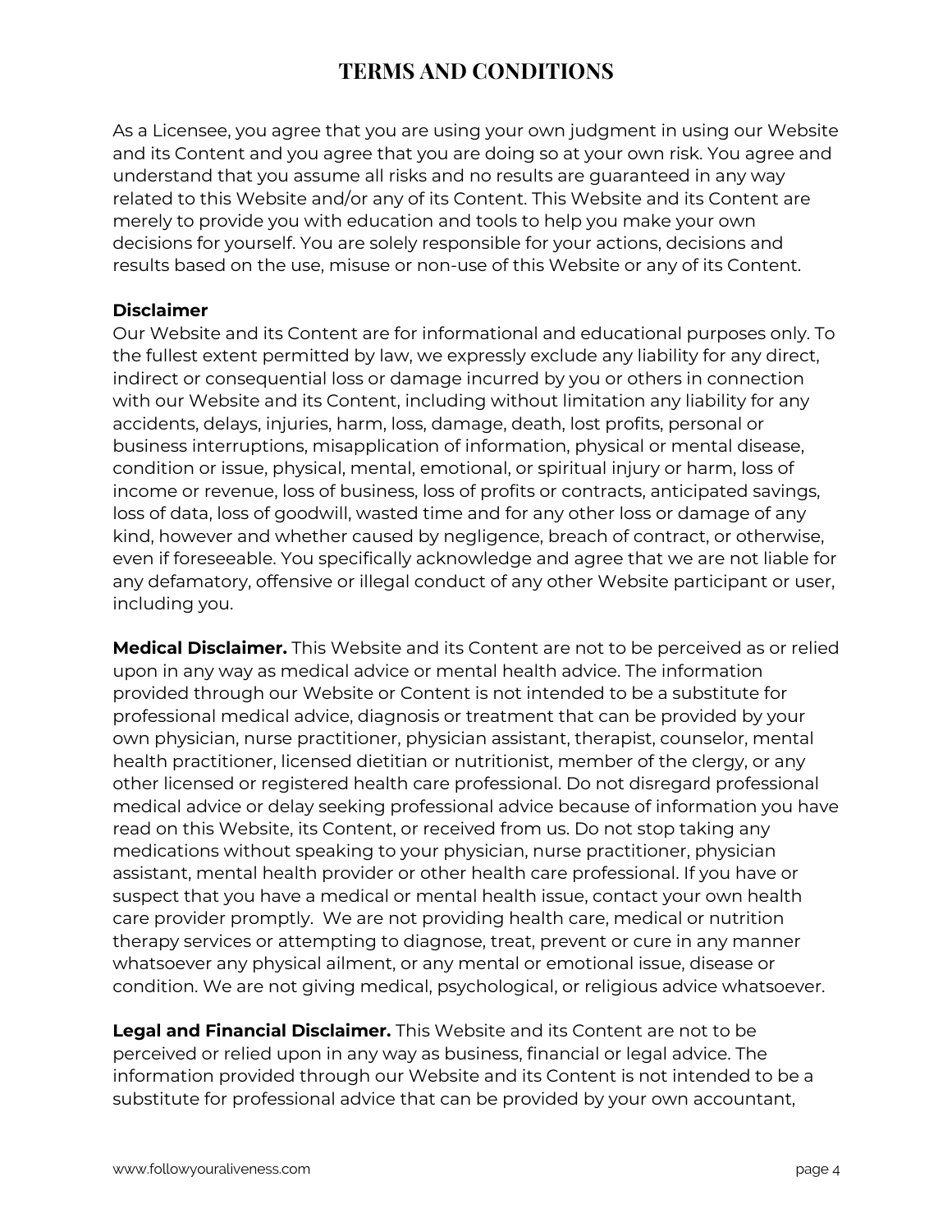# TERMS AND CONDITIONS

As a Licensee, you agree that you are using your own judgment in using our Website and its Content and you agree that you are doing so at your own risk. You agree and understand that you assume all risks and no results are guaranteed in any way related to this Website and/or any of its Content. This Website and its Content are merely to provide you with education and tools to help you make your own decisions for yourself. You are solely responsible for your actions, decisions and results based on the use, misuse or non-use of this Website or any of its Content.

**Disclaimer**

Our Website and its Content are for informational and educational purposes only. To the fullest extent permitted by law, we expressly exclude any liability for any direct, indirect or consequential loss or damage incurred by you or others in connection with our Website and its Content, including without limitation any liability for any accidents, delays, injuries, harm, loss, damage, death, lost profits, personal or business interruptions, misapplication of information, physical or mental disease, condition or issue, physical, mental, emotional, or spiritual injury or harm, loss of income or revenue, loss of business, loss of profits or contracts, anticipated savings, loss of data, loss of goodwill, wasted time and for any other loss or damage of any kind, however and whether caused by negligence, breach of contract, or otherwise, even if foreseeable. You specifically acknowledge and agree that we are not liable for any defamatory, offensive or illegal conduct of any other Website participant or user, including you.

**Medical Disclaimer.** This Website and its Content are not to be perceived as or relied upon in any way as medical advice or mental health advice. The information provided through our Website or Content is not intended to be a substitute for professional medical advice, diagnosis or treatment that can be provided by your own physician, nurse practitioner, physician assistant, therapist, counselor, mental health practitioner, licensed dietitian or nutritionist, member of the clergy, or any other licensed or registered health care professional. Do not disregard professional medical advice or delay seeking professional advice because of information you have read on this Website, its Content, or received from us. Do not stop taking any medications without speaking to your physician, nurse practitioner, physician assistant, mental health provider or other health care professional. If you have or suspect that you have a medical or mental health issue, contact your own health care provider promptly. We are not providing health care, medical or nutrition therapy services or attempting to diagnose, treat, prevent or cure in any manner whatsoever any physical ailment, or any mental or emotional issue, disease or condition. We are not giving medical, psychological, or religious advice whatsoever.

**Legal and Financial Disclaimer.** This Website and its Content are not to be perceived or relied upon in any way as business, financial or legal advice. The information provided through our Website and its Content is not intended to be a substitute for professional advice that can be provided by your own accountant,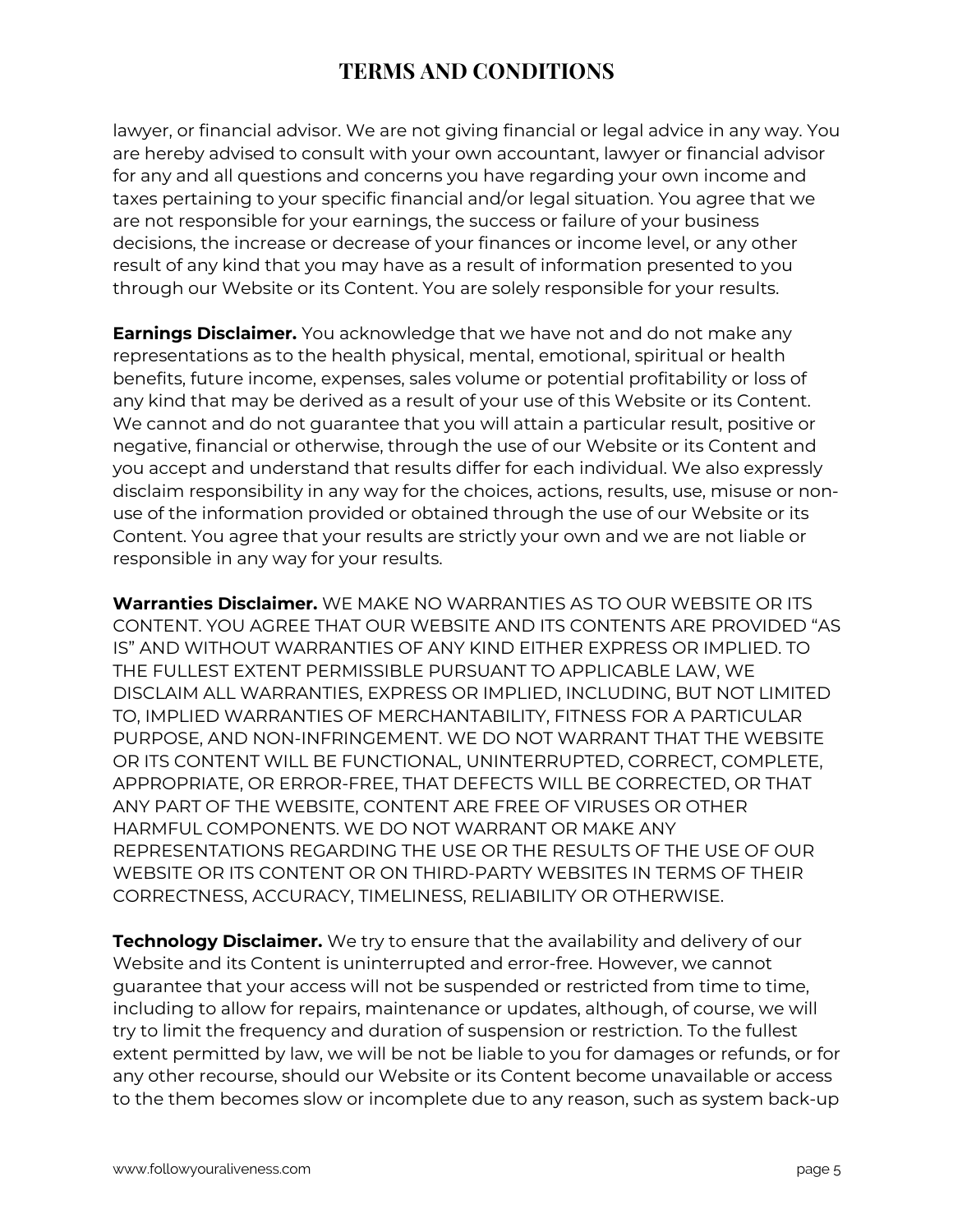lawyer, or financial advisor. We are not giving financial or legal advice in any way. You are hereby advised to consult with your own accountant, lawyer or financial advisor for any and all questions and concerns you have regarding your own income and taxes pertaining to your specific financial and/or legal situation. You agree that we are not responsible for your earnings, the success or failure of your business decisions, the increase or decrease of your finances or income level, or any other result of any kind that you may have as a result of information presented to you through our Website or its Content. You are solely responsible for your results.

**Earnings Disclaimer.** You acknowledge that we have not and do not make any representations as to the health physical, mental, emotional, spiritual or health benefits, future income, expenses, sales volume or potential profitability or loss of any kind that may be derived as a result of your use of this Website or its Content. We cannot and do not guarantee that you will attain a particular result, positive or negative, financial or otherwise, through the use of our Website or its Content and you accept and understand that results differ for each individual. We also expressly disclaim responsibility in any way for the choices, actions, results, use, misuse or non-use of the information provided or obtained through the use of our Website or its Content. You agree that your results are strictly your own and we are not liable or responsible in any way for your results.

**Warranties Disclaimer.** WE MAKE NO WARRANTIES AS TO OUR WEBSITE OR ITS CONTENT. YOU AGREE THAT OUR WEBSITE AND ITS CONTENTS ARE PROVIDED “AS IS” AND WITHOUT WARRANTIES OF ANY KIND EITHER EXPRESS OR IMPLIED. TO THE FULLEST EXTENT PERMISSIBLE PURSUANT TO APPLICABLE LAW, WE DISCLAIM ALL WARRANTIES, EXPRESS OR IMPLIED, INCLUDING, BUT NOT LIMITED TO, IMPLIED WARRANTIES OF MERCHANTABILITY, FITNESS FOR A PARTICULAR PURPOSE, AND NON-INFRINGEMENT. WE DO NOT WARRANT THAT THE WEBSITE OR ITS CONTENT WILL BE FUNCTIONAL, UNINTERRUPTED, CORRECT, COMPLETE, APPROPRIATE, OR ERROR-FREE, THAT DEFECTS WILL BE CORRECTED, OR THAT ANY PART OF THE WEBSITE, CONTENT ARE FREE OF VIRUSES OR OTHER HARMFUL COMPONENTS. WE DO NOT WARRANT OR MAKE ANY REPRESENTATIONS REGARDING THE USE OR THE RESULTS OF THE USE OF OUR WEBSITE OR ITS CONTENT OR ON THIRD-PARTY WEBSITES IN TERMS OF THEIR CORRECTNESS, ACCURACY, TIMELINESS, RELIABILITY OR OTHERWISE.

**Technology Disclaimer.** We try to ensure that the availability and delivery of our Website and its Content is uninterrupted and error-free. However, we cannot guarantee that your access will not be suspended or restricted from time to time, including to allow for repairs, maintenance or updates, although, of course, we will try to limit the frequency and duration of suspension or restriction. To the fullest extent permitted by law, we will be not be liable to you for damages or refunds, or for any other recourse, should our Website or its Content become unavailable or access to the them becomes slow or incomplete due to any reason, such as system back-up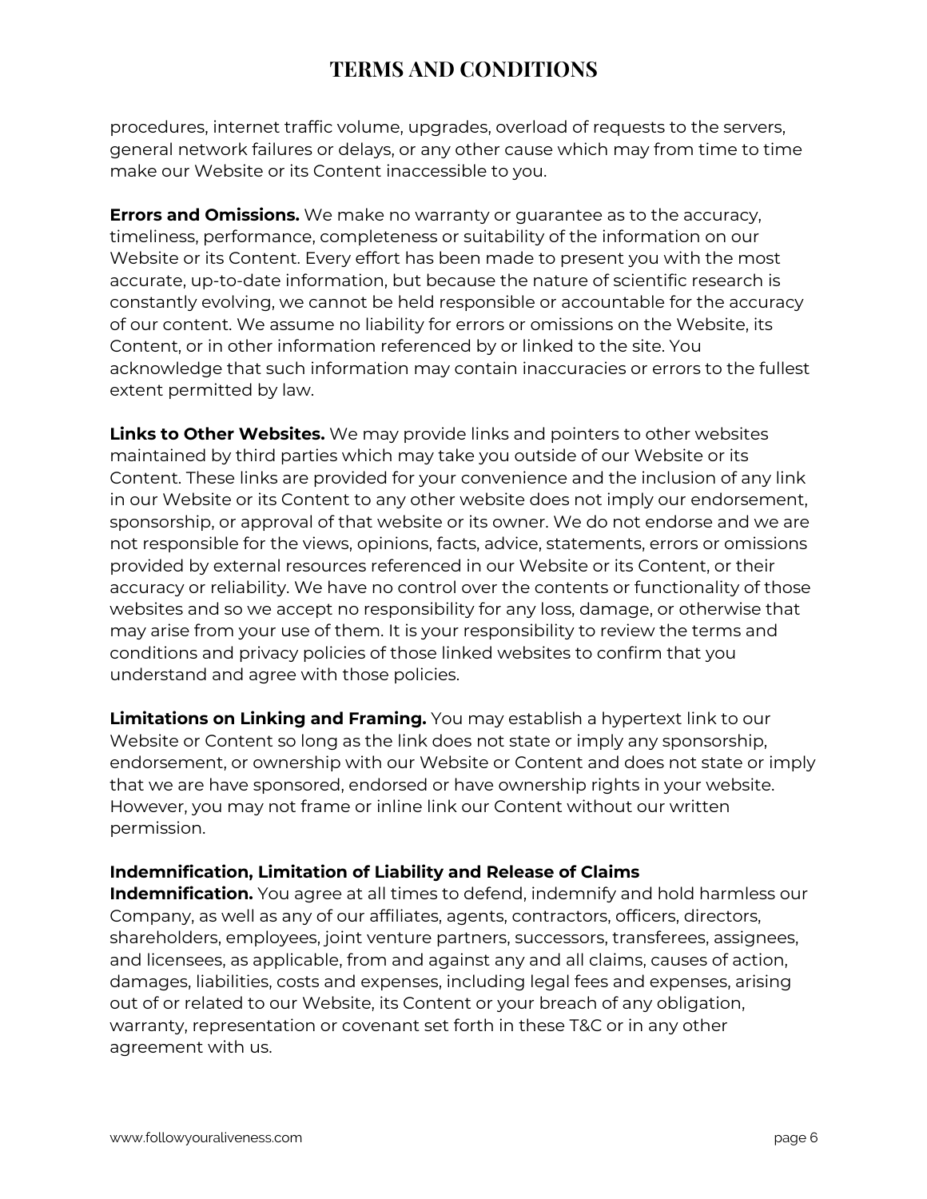procedures, internet traffic volume, upgrades, overload of requests to the servers, general network failures or delays, or any other cause which may from time to time make our Website or its Content inaccessible to you.

**Errors and Omissions.** We make no warranty or guarantee as to the accuracy, timeliness, performance, completeness or suitability of the information on our Website or its Content. Every effort has been made to present you with the most accurate, up-to-date information, but because the nature of scientific research is constantly evolving, we cannot be held responsible or accountable for the accuracy of our content. We assume no liability for errors or omissions on the Website, its Content, or in other information referenced by or linked to the site. You acknowledge that such information may contain inaccuracies or errors to the fullest extent permitted by law.

**Links to Other Websites.** We may provide links and pointers to other websites maintained by third parties which may take you outside of our Website or its Content. These links are provided for your convenience and the inclusion of any link in our Website or its Content to any other website does not imply our endorsement, sponsorship, or approval of that website or its owner. We do not endorse and we are not responsible for the views, opinions, facts, advice, statements, errors or omissions provided by external resources referenced in our Website or its Content, or their accuracy or reliability. We have no control over the contents or functionality of those websites and so we accept no responsibility for any loss, damage, or otherwise that may arise from your use of them. It is your responsibility to review the terms and conditions and privacy policies of those linked websites to confirm that you understand and agree with those policies.

**Limitations on Linking and Framing.** You may establish a hypertext link to our Website or Content so long as the link does not state or imply any sponsorship, endorsement, or ownership with our Website or Content and does not state or imply that we are have sponsored, endorsed or have ownership rights in your website. However, you may not frame or inline link our Content without our written permission.

**Indemnification, Limitation of Liability and Release of Claims**

**Indemnification.** You agree at all times to defend, indemnify and hold harmless our Company, as well as any of our affiliates, agents, contractors, officers, directors, shareholders, employees, joint venture partners, successors, transferees, assignees, and licensees, as applicable, from and against any and all claims, causes of action, damages, liabilities, costs and expenses, including legal fees and expenses, arising out of or related to our Website, its Content or your breach of any obligation, warranty, representation or covenant set forth in these T&C or in any other agreement with us.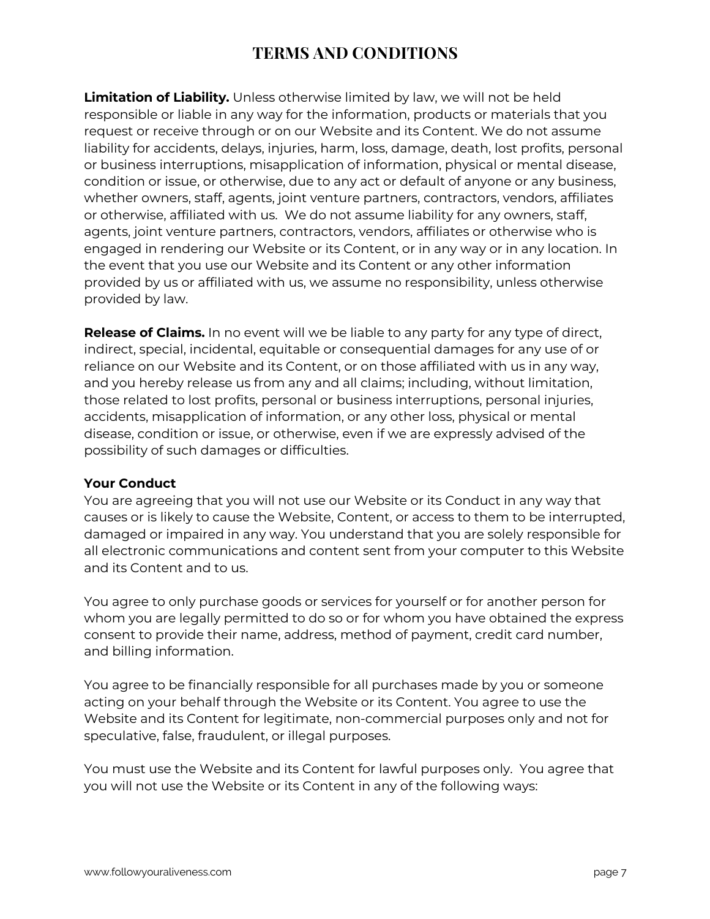# TERMS AND CONDITIONS

**Limitation of Liability.** Unless otherwise limited by law, we will not be held responsible or liable in any way for the information, products or materials that you request or receive through or on our Website and its Content. We do not assume liability for accidents, delays, injuries, harm, loss, damage, death, lost profits, personal or business interruptions, misapplication of information, physical or mental disease, condition or issue, or otherwise, due to any act or default of anyone or any business, whether owners, staff, agents, joint venture partners, contractors, vendors, affiliates or otherwise, affiliated with us. We do not assume liability for any owners, staff, agents, joint venture partners, contractors, vendors, affiliates or otherwise who is engaged in rendering our Website or its Content, or in any way or in any location. In the event that you use our Website and its Content or any other information provided by us or affiliated with us, we assume no responsibility, unless otherwise provided by law.

**Release of Claims.** In no event will we be liable to any party for any type of direct, indirect, special, incidental, equitable or consequential damages for any use of or reliance on our Website and its Content, or on those affiliated with us in any way, and you hereby release us from any and all claims; including, without limitation, those related to lost profits, personal or business interruptions, personal injuries, accidents, misapplication of information, or any other loss, physical or mental disease, condition or issue, or otherwise, even if we are expressly advised of the possibility of such damages or difficulties.

**Your Conduct**

You are agreeing that you will not use our Website or its Conduct in any way that causes or is likely to cause the Website, Content, or access to them to be interrupted, damaged or impaired in any way. You understand that you are solely responsible for all electronic communications and content sent from your computer to this Website and its Content and to us.

You agree to only purchase goods or services for yourself or for another person for whom you are legally permitted to do so or for whom you have obtained the express consent to provide their name, address, method of payment, credit card number, and billing information.

You agree to be financially responsible for all purchases made by you or someone acting on your behalf through the Website or its Content. You agree to use the Website and its Content for legitimate, non-commercial purposes only and not for speculative, false, fraudulent, or illegal purposes.

You must use the Website and its Content for lawful purposes only. You agree that you will not use the Website or its Content in any of the following ways: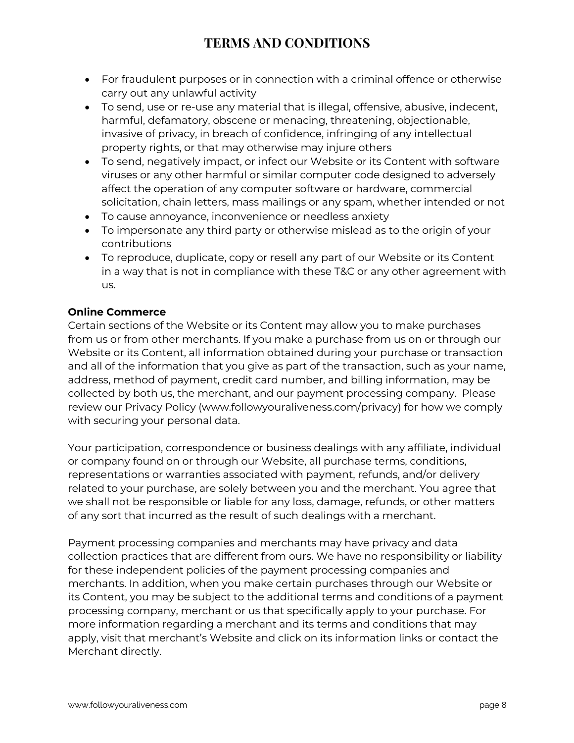- For fraudulent purposes or in connection with a criminal offence or otherwise carry out any unlawful activity
- To send, use or re-use any material that is illegal, offensive, abusive, indecent, harmful, defamatory, obscene or menacing, threatening, objectionable, invasive of privacy, in breach of confidence, infringing of any intellectual property rights, or that may otherwise may injure others
- To send, negatively impact, or infect our Website or its Content with software viruses or any other harmful or similar computer code designed to adversely affect the operation of any computer software or hardware, commercial solicitation, chain letters, mass mailings or any spam, whether intended or not
- To cause annoyance, inconvenience or needless anxiety
- To impersonate any third party or otherwise mislead as to the origin of your contributions
- To reproduce, duplicate, copy or resell any part of our Website or its Content in a way that is not in compliance with these T&C or any other agreement with us.

**Online Commerce**

Certain sections of the Website or its Content may allow you to make purchases from us or from other merchants. If you make a purchase from us on or through our Website or its Content, all information obtained during your purchase or transaction and all of the information that you give as part of the transaction, such as your name, address, method of payment, credit card number, and billing information, may be collected by both us, the merchant, and our payment processing company. Please review our Privacy Policy (www.followyouraliveness.com/privacy) for how we comply with securing your personal data.

Your participation, correspondence or business dealings with any affiliate, individual or company found on or through our Website, all purchase terms, conditions, representations or warranties associated with payment, refunds, and/or delivery related to your purchase, are solely between you and the merchant. You agree that we shall not be responsible or liable for any loss, damage, refunds, or other matters of any sort that incurred as the result of such dealings with a merchant.

Payment processing companies and merchants may have privacy and data collection practices that are different from ours. We have no responsibility or liability for these independent policies of the payment processing companies and merchants. In addition, when you make certain purchases through our Website or its Content, you may be subject to the additional terms and conditions of a payment processing company, merchant or us that specifically apply to your purchase. For more information regarding a merchant and its terms and conditions that may apply, visit that merchant's Website and click on its information links or contact the Merchant directly.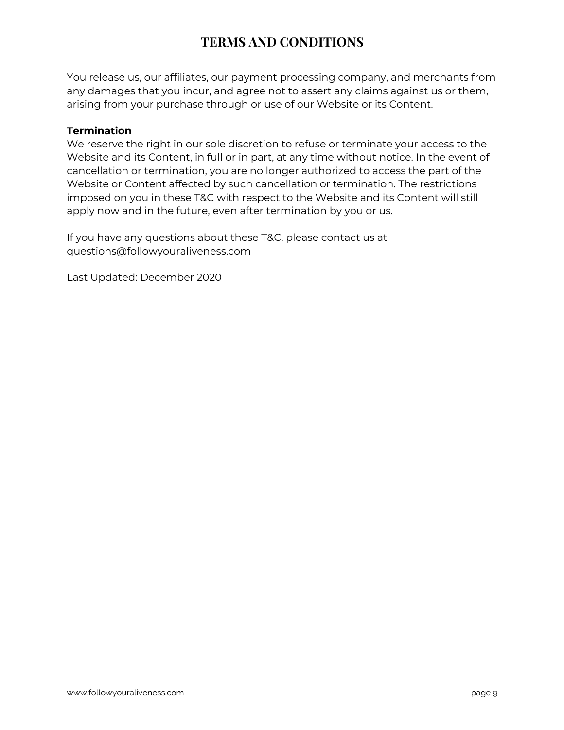# TERMS AND CONDITIONS

You release us, our affiliates, our payment processing company, and merchants from any damages that you incur, and agree not to assert any claims against us or them, arising from your purchase through or use of our Website or its Content.

**Termination**
We reserve the right in our sole discretion to refuse or terminate your access to the Website and its Content, in full or in part, at any time without notice. In the event of cancellation or termination, you are no longer authorized to access the part of the Website or Content affected by such cancellation or termination. The restrictions imposed on you in these T&C with respect to the Website and its Content will still apply now and in the future, even after termination by you or us.

If you have any questions about these T&C, please contact us at questions@followyouraliveness.com

Last Updated: December 2020